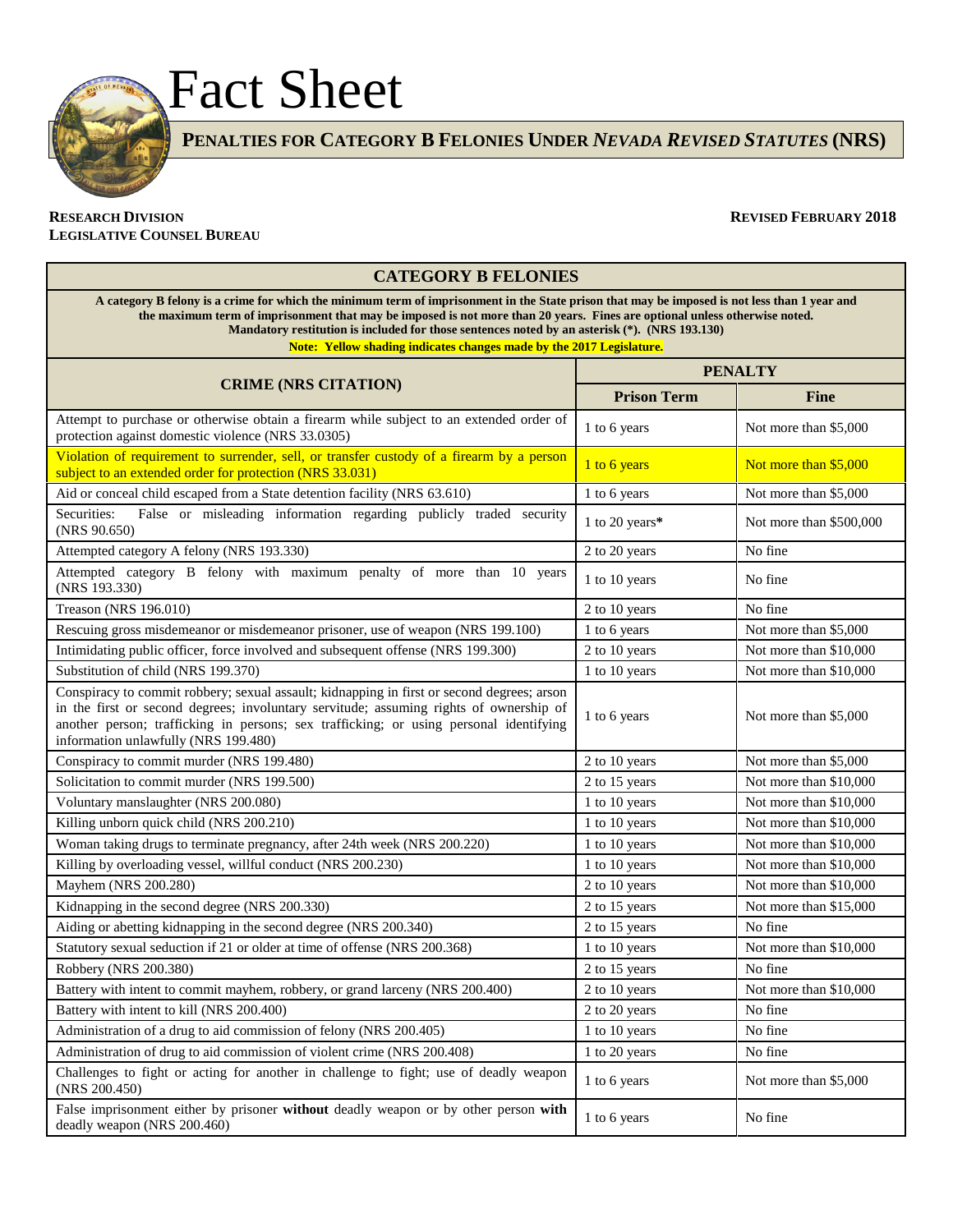# Fact Sheet

## PENALTIES FOR CATEGORY B FELONIES UNDER *NEVADA REVISED STATUTES* (NRS)

**RESEARCH DIVISION**
**LEGISLATIVE COUNSEL BUREAU**

**REVISED FEBRUARY 2018**

### CATEGORY B FELONIES

**A category B felony is a crime for which the minimum term of imprisonment in the State prison that may be imposed is not less than 1 year and the maximum term of imprisonment that may be imposed is not more than 20 years. Fines are optional unless otherwise noted. Mandatory restitution is included for those sentences noted by an asterisk (*). (NRS 193.130)**

**Note: Yellow shading indicates changes made by the 2017 Legislature.**

| CRIME (NRS CITATION) | PENALTY | |
|---|---|---|
| | **Prison Term** | **Fine** |
| Attempt to purchase or otherwise obtain a firearm while subject to an extended order of protection against domestic violence (NRS 33.0305) | 1 to 6 years | Not more than $5,000 |
| Violation of requirement to surrender, sell, or transfer custody of a firearm by a person subject to an extended order for protection (NRS 33.031) | 1 to 6 years | Not more than $5,000 |
| Aid or conceal child escaped from a State detention facility (NRS 63.610) | 1 to 6 years | Not more than $5,000 |
| Securities: False or misleading information regarding publicly traded security (NRS 90.650) | 1 to 20 years* | Not more than $500,000 |
| Attempted category A felony (NRS 193.330) | 2 to 20 years | No fine |
| Attempted category B felony with maximum penalty of more than 10 years (NRS 193.330) | 1 to 10 years | No fine |
| Treason (NRS 196.010) | 2 to 10 years | No fine |
| Rescuing gross misdemeanor or misdemeanor prisoner, use of weapon (NRS 199.100) | 1 to 6 years | Not more than $5,000 |
| Intimidating public officer, force involved and subsequent offense (NRS 199.300) | 2 to 10 years | Not more than $10,000 |
| Substitution of child (NRS 199.370) | 1 to 10 years | Not more than $10,000 |
| Conspiracy to commit robbery; sexual assault; kidnapping in first or second degrees; arson in the first or second degrees; involuntary servitude; assuming rights of ownership of another person; trafficking in persons; sex trafficking; or using personal identifying information unlawfully (NRS 199.480) | 1 to 6 years | Not more than $5,000 |
| Conspiracy to commit murder (NRS 199.480) | 2 to 10 years | Not more than $5,000 |
| Solicitation to commit murder (NRS 199.500) | 2 to 15 years | Not more than $10,000 |
| Voluntary manslaughter (NRS 200.080) | 1 to 10 years | Not more than $10,000 |
| Killing unborn quick child (NRS 200.210) | 1 to 10 years | Not more than $10,000 |
| Woman taking drugs to terminate pregnancy, after 24th week (NRS 200.220) | 1 to 10 years | Not more than $10,000 |
| Killing by overloading vessel, willful conduct (NRS 200.230) | 1 to 10 years | Not more than $10,000 |
| Mayhem (NRS 200.280) | 2 to 10 years | Not more than $10,000 |
| Kidnapping in the second degree (NRS 200.330) | 2 to 15 years | Not more than $15,000 |
| Aiding or abetting kidnapping in the second degree (NRS 200.340) | 2 to 15 years | No fine |
| Statutory sexual seduction if 21 or older at time of offense (NRS 200.368) | 1 to 10 years | Not more than $10,000 |
| Robbery (NRS 200.380) | 2 to 15 years | No fine |
| Battery with intent to commit mayhem, robbery, or grand larceny (NRS 200.400) | 2 to 10 years | Not more than $10,000 |
| Battery with intent to kill (NRS 200.400) | 2 to 20 years | No fine |
| Administration of a drug to aid commission of felony (NRS 200.405) | 1 to 10 years | No fine |
| Administration of drug to aid commission of violent crime (NRS 200.408) | 1 to 20 years | No fine |
| Challenges to fight or acting for another in challenge to fight; use of deadly weapon (NRS 200.450) | 1 to 6 years | Not more than $5,000 |
| False imprisonment either by prisoner **without** deadly weapon or by other person **with** deadly weapon (NRS 200.460) | 1 to 6 years | No fine |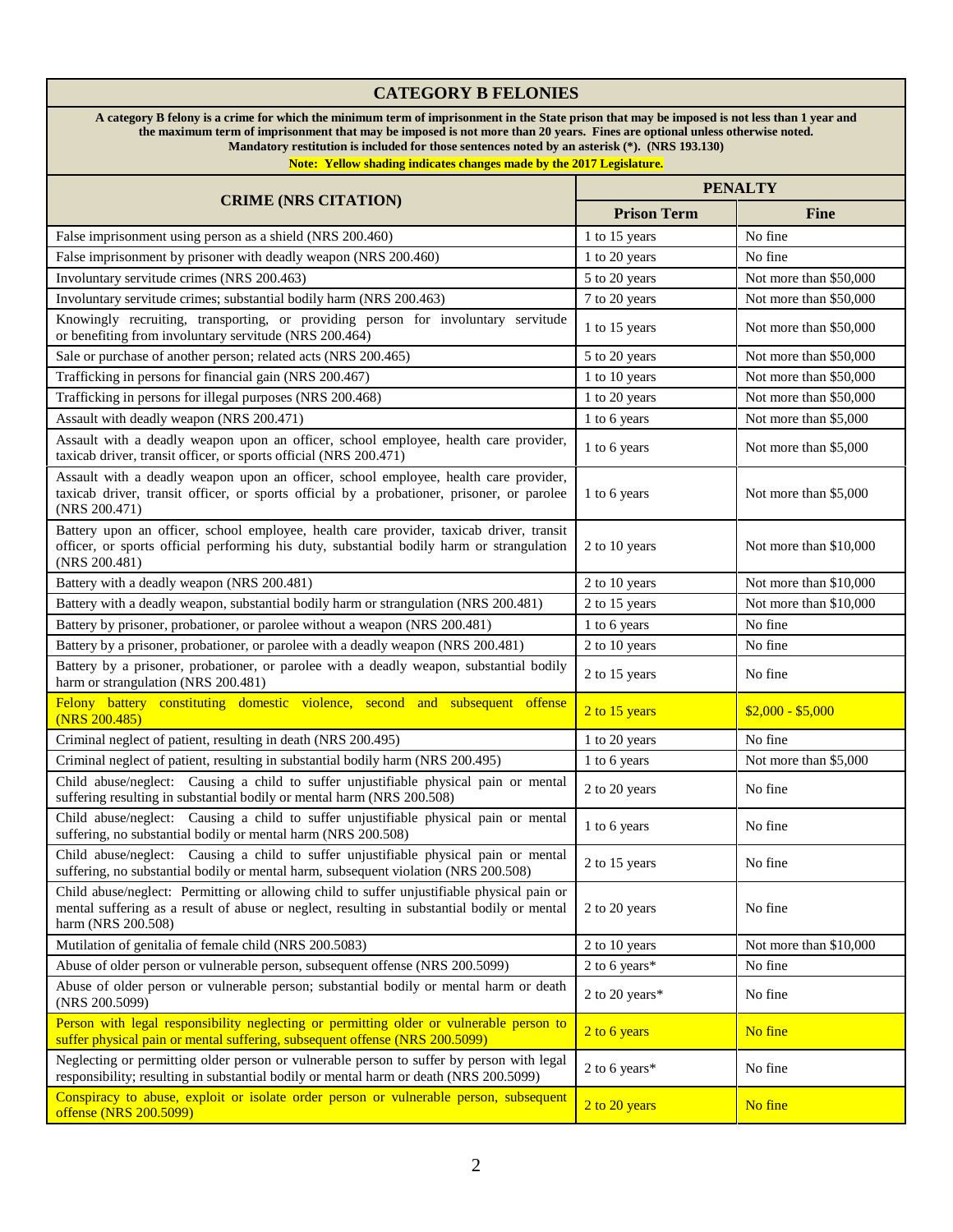## CATEGORY B FELONIES

**A category B felony is a crime for which the minimum term of imprisonment in the State prison that may be imposed is not less than 1 year and the maximum term of imprisonment that may be imposed is not more than 20 years. Fines are optional unless otherwise noted. Mandatory restitution is included for those sentences noted by an asterisk (*). (NRS 193.130)**

**Note: Yellow shading indicates changes made by the 2017 Legislature.**

| CRIME (NRS CITATION) | PENALTY | |
|---|---|---|
| | **Prison Term** | **Fine** |
| False imprisonment using person as a shield (NRS 200.460) | 1 to 15 years | No fine |
| False imprisonment by prisoner with deadly weapon (NRS 200.460) | 1 to 20 years | No fine |
| Involuntary servitude crimes (NRS 200.463) | 5 to 20 years | Not more than $50,000 |
| Involuntary servitude crimes; substantial bodily harm (NRS 200.463) | 7 to 20 years | Not more than $50,000 |
| Knowingly recruiting, transporting, or providing person for involuntary servitude or benefiting from involuntary servitude (NRS 200.464) | 1 to 15 years | Not more than $50,000 |
| Sale or purchase of another person; related acts (NRS 200.465) | 5 to 20 years | Not more than $50,000 |
| Trafficking in persons for financial gain (NRS 200.467) | 1 to 10 years | Not more than $50,000 |
| Trafficking in persons for illegal purposes (NRS 200.468) | 1 to 20 years | Not more than $50,000 |
| Assault with deadly weapon (NRS 200.471) | 1 to 6 years | Not more than $5,000 |
| Assault with a deadly weapon upon an officer, school employee, health care provider, taxicab driver, transit officer, or sports official (NRS 200.471) | 1 to 6 years | Not more than $5,000 |
| Assault with a deadly weapon upon an officer, school employee, health care provider, taxicab driver, transit officer, or sports official by a probationer, prisoner, or parolee (NRS 200.471) | 1 to 6 years | Not more than $5,000 |
| Battery upon an officer, school employee, health care provider, taxicab driver, transit officer, or sports official performing his duty, substantial bodily harm or strangulation (NRS 200.481) | 2 to 10 years | Not more than $10,000 |
| Battery with a deadly weapon (NRS 200.481) | 2 to 10 years | Not more than $10,000 |
| Battery with a deadly weapon, substantial bodily harm or strangulation (NRS 200.481) | 2 to 15 years | Not more than $10,000 |
| Battery by prisoner, probationer, or parolee without a weapon (NRS 200.481) | 1 to 6 years | No fine |
| Battery by a prisoner, probationer, or parolee with a deadly weapon (NRS 200.481) | 2 to 10 years | No fine |
| Battery by a prisoner, probationer, or parolee with a deadly weapon, substantial bodily harm or strangulation (NRS 200.481) | 2 to 15 years | No fine |
| Felony battery constituting domestic violence, second and subsequent offense (NRS 200.485) | 2 to 15 years | $2,000 - $5,000 |
| Criminal neglect of patient, resulting in death (NRS 200.495) | 1 to 20 years | No fine |
| Criminal neglect of patient, resulting in substantial bodily harm (NRS 200.495) | 1 to 6 years | Not more than $5,000 |
| Child abuse/neglect: Causing a child to suffer unjustifiable physical pain or mental suffering resulting in substantial bodily or mental harm (NRS 200.508) | 2 to 20 years | No fine |
| Child abuse/neglect: Causing a child to suffer unjustifiable physical pain or mental suffering, no substantial bodily or mental harm (NRS 200.508) | 1 to 6 years | No fine |
| Child abuse/neglect: Causing a child to suffer unjustifiable physical pain or mental suffering, no substantial bodily or mental harm, subsequent violation (NRS 200.508) | 2 to 15 years | No fine |
| Child abuse/neglect: Permitting or allowing child to suffer unjustifiable physical pain or mental suffering as a result of abuse or neglect, resulting in substantial bodily or mental harm (NRS 200.508) | 2 to 20 years | No fine |
| Mutilation of genitalia of female child (NRS 200.5083) | 2 to 10 years | Not more than $10,000 |
| Abuse of older person or vulnerable person, subsequent offense (NRS 200.5099) | 2 to 6 years* | No fine |
| Abuse of older person or vulnerable person; substantial bodily or mental harm or death (NRS 200.5099) | 2 to 20 years* | No fine |
| Person with legal responsibility neglecting or permitting older or vulnerable person to suffer physical pain or mental suffering, subsequent offense (NRS 200.5099) | 2 to 6 years | No fine |
| Neglecting or permitting older person or vulnerable person to suffer by person with legal responsibility; resulting in substantial bodily or mental harm or death (NRS 200.5099) | 2 to 6 years* | No fine |
| Conspiracy to abuse, exploit or isolate order person or vulnerable person, subsequent offense (NRS 200.5099) | 2 to 20 years | No fine |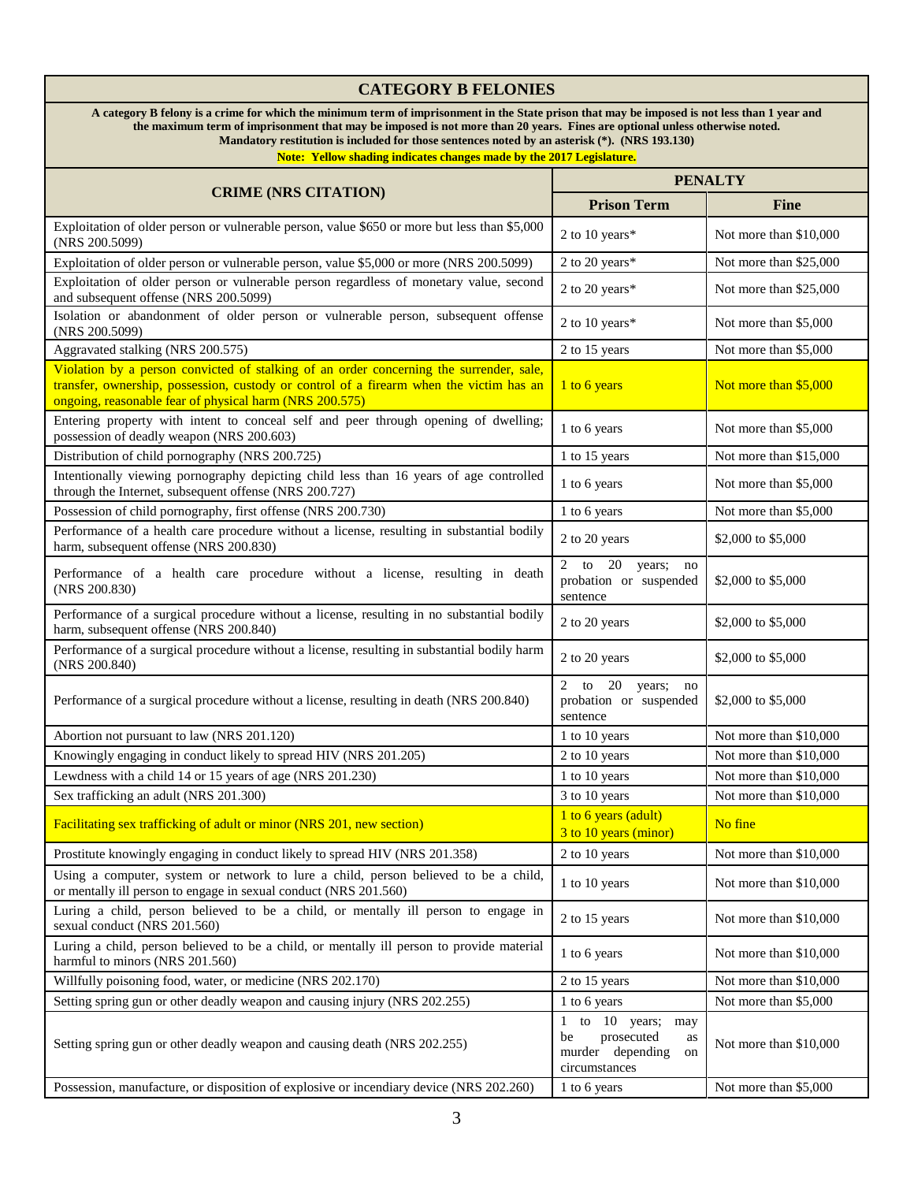## CATEGORY B FELONIES

**A category B felony is a crime for which the minimum term of imprisonment in the State prison that may be imposed is not less than 1 year and the maximum term of imprisonment that may be imposed is not more than 20 years. Fines are optional unless otherwise noted. Mandatory restitution is included for those sentences noted by an asterisk (*). (NRS 193.130)**

**Note: Yellow shading indicates changes made by the 2017 Legislature.**

| CRIME (NRS CITATION) | PENALTY | |
|---|---|---|
| | **Prison Term** | **Fine** |
| Exploitation of older person or vulnerable person, value $650 or more but less than $5,000 (NRS 200.5099) | 2 to 10 years* | Not more than $10,000 |
| Exploitation of older person or vulnerable person, value $5,000 or more (NRS 200.5099) | 2 to 20 years* | Not more than $25,000 |
| Exploitation of older person or vulnerable person regardless of monetary value, second and subsequent offense (NRS 200.5099) | 2 to 20 years* | Not more than $25,000 |
| Isolation or abandonment of older person or vulnerable person, subsequent offense (NRS 200.5099) | 2 to 10 years* | Not more than $5,000 |
| Aggravated stalking (NRS 200.575) | 2 to 15 years | Not more than $5,000 |
| Violation by a person convicted of stalking of an order concerning the surrender, sale, transfer, ownership, possession, custody or control of a firearm when the victim has an ongoing, reasonable fear of physical harm (NRS 200.575) | 1 to 6 years | Not more than $5,000 |
| Entering property with intent to conceal self and peer through opening of dwelling; possession of deadly weapon (NRS 200.603) | 1 to 6 years | Not more than $5,000 |
| Distribution of child pornography (NRS 200.725) | 1 to 15 years | Not more than $15,000 |
| Intentionally viewing pornography depicting child less than 16 years of age controlled through the Internet, subsequent offense (NRS 200.727) | 1 to 6 years | Not more than $5,000 |
| Possession of child pornography, first offense (NRS 200.730) | 1 to 6 years | Not more than $5,000 |
| Performance of a health care procedure without a license, resulting in substantial bodily harm, subsequent offense (NRS 200.830) | 2 to 20 years | $2,000 to $5,000 |
| Performance of a health care procedure without a license, resulting in death (NRS 200.830) | 2 to 20 years; no probation or suspended sentence | $2,000 to $5,000 |
| Performance of a surgical procedure without a license, resulting in no substantial bodily harm, subsequent offense (NRS 200.840) | 2 to 20 years | $2,000 to $5,000 |
| Performance of a surgical procedure without a license, resulting in substantial bodily harm (NRS 200.840) | 2 to 20 years | $2,000 to $5,000 |
| Performance of a surgical procedure without a license, resulting in death (NRS 200.840) | 2 to 20 years; no probation or suspended sentence | $2,000 to $5,000 |
| Abortion not pursuant to law (NRS 201.120) | 1 to 10 years | Not more than $10,000 |
| Knowingly engaging in conduct likely to spread HIV (NRS 201.205) | 2 to 10 years | Not more than $10,000 |
| Lewdness with a child 14 or 15 years of age (NRS 201.230) | 1 to 10 years | Not more than $10,000 |
| Sex trafficking an adult (NRS 201.300) | 3 to 10 years | Not more than $10,000 |
| Facilitating sex trafficking of adult or minor (NRS 201, new section) | 1 to 6 years (adult)<br>3 to 10 years (minor) | No fine |
| Prostitute knowingly engaging in conduct likely to spread HIV (NRS 201.358) | 2 to 10 years | Not more than $10,000 |
| Using a computer, system or network to lure a child, person believed to be a child, or mentally ill person to engage in sexual conduct (NRS 201.560) | 1 to 10 years | Not more than $10,000 |
| Luring a child, person believed to be a child, or mentally ill person to engage in sexual conduct (NRS 201.560) | 2 to 15 years | Not more than $10,000 |
| Luring a child, person believed to be a child, or mentally ill person to provide material harmful to minors (NRS 201.560) | 1 to 6 years | Not more than $10,000 |
| Willfully poisoning food, water, or medicine (NRS 202.170) | 2 to 15 years | Not more than $10,000 |
| Setting spring gun or other deadly weapon and causing injury (NRS 202.255) | 1 to 6 years | Not more than $5,000 |
| Setting spring gun or other deadly weapon and causing death (NRS 202.255) | 1 to 10 years; may be prosecuted as murder depending on circumstances | Not more than $10,000 |
| Possession, manufacture, or disposition of explosive or incendiary device (NRS 202.260) | 1 to 6 years | Not more than $5,000 |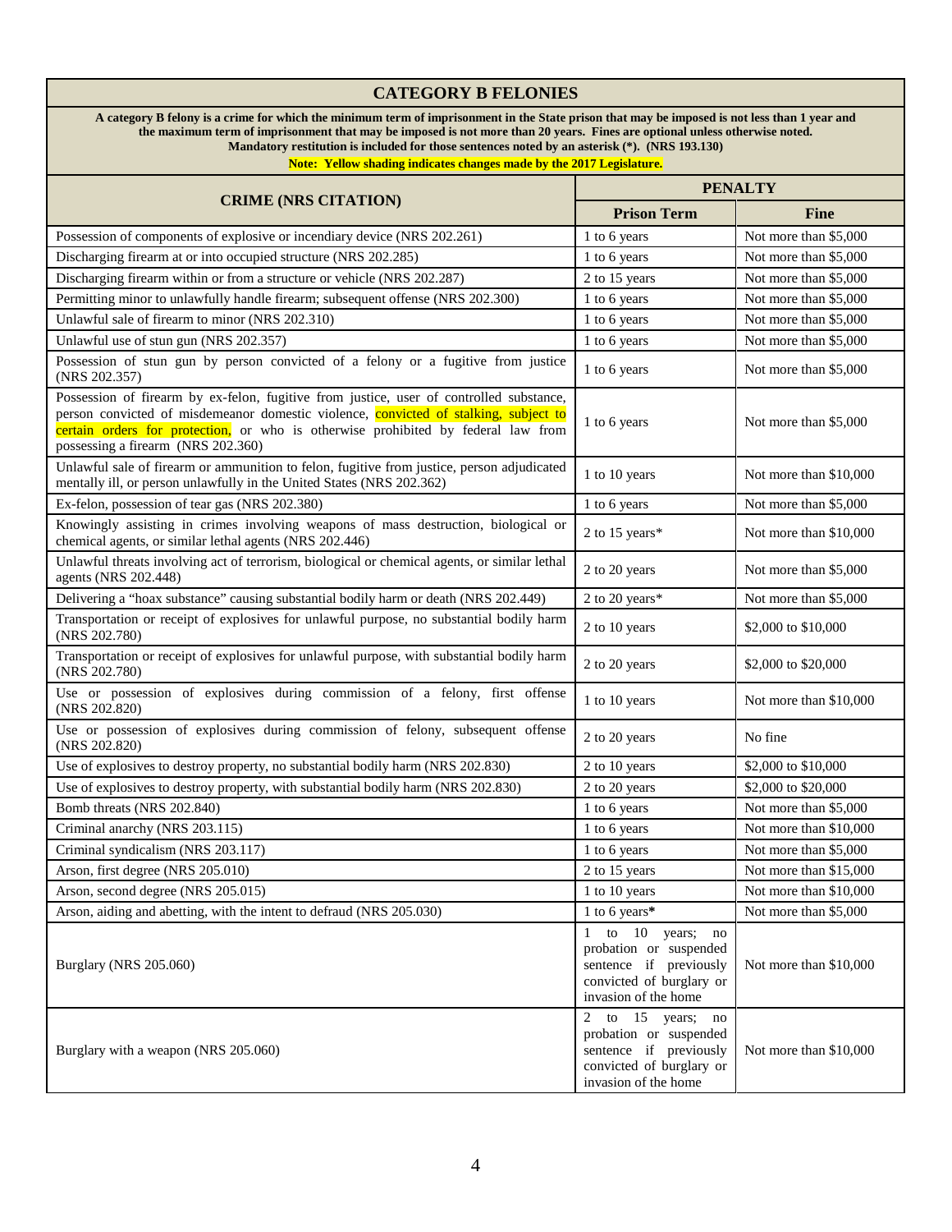## CATEGORY B FELONIES

**A category B felony is a crime for which the minimum term of imprisonment in the State prison that may be imposed is not less than 1 year and the maximum term of imprisonment that may be imposed is not more than 20 years. Fines are optional unless otherwise noted. Mandatory restitution is included for those sentences noted by an asterisk (*). (NRS 193.130)**

**Note: Yellow shading indicates changes made by the 2017 Legislature.**

| CRIME (NRS CITATION) | PENALTY | |
|---|---|---|
| | **Prison Term** | **Fine** |
| Possession of components of explosive or incendiary device (NRS 202.261) | 1 to 6 years | Not more than $5,000 |
| Discharging firearm at or into occupied structure (NRS 202.285) | 1 to 6 years | Not more than $5,000 |
| Discharging firearm within or from a structure or vehicle (NRS 202.287) | 2 to 15 years | Not more than $5,000 |
| Permitting minor to unlawfully handle firearm; subsequent offense (NRS 202.300) | 1 to 6 years | Not more than $5,000 |
| Unlawful sale of firearm to minor (NRS 202.310) | 1 to 6 years | Not more than $5,000 |
| Unlawful use of stun gun (NRS 202.357) | 1 to 6 years | Not more than $5,000 |
| Possession of stun gun by person convicted of a felony or a fugitive from justice (NRS 202.357) | 1 to 6 years | Not more than $5,000 |
| Possession of firearm by ex-felon, fugitive from justice, user of controlled substance, person convicted of misdemeanor domestic violence, convicted of stalking, subject to certain orders for protection, or who is otherwise prohibited by federal law from possessing a firearm (NRS 202.360) | 1 to 6 years | Not more than $5,000 |
| Unlawful sale of firearm or ammunition to felon, fugitive from justice, person adjudicated mentally ill, or person unlawfully in the United States (NRS 202.362) | 1 to 10 years | Not more than $10,000 |
| Ex-felon, possession of tear gas (NRS 202.380) | 1 to 6 years | Not more than $5,000 |
| Knowingly assisting in crimes involving weapons of mass destruction, biological or chemical agents, or similar lethal agents (NRS 202.446) | 2 to 15 years* | Not more than $10,000 |
| Unlawful threats involving act of terrorism, biological or chemical agents, or similar lethal agents (NRS 202.448) | 2 to 20 years | Not more than $5,000 |
| Delivering a "hoax substance" causing substantial bodily harm or death (NRS 202.449) | 2 to 20 years* | Not more than $5,000 |
| Transportation or receipt of explosives for unlawful purpose, no substantial bodily harm (NRS 202.780) | 2 to 10 years | $2,000 to $10,000 |
| Transportation or receipt of explosives for unlawful purpose, with substantial bodily harm (NRS 202.780) | 2 to 20 years | $2,000 to $20,000 |
| Use or possession of explosives during commission of a felony, first offense (NRS 202.820) | 1 to 10 years | Not more than $10,000 |
| Use or possession of explosives during commission of felony, subsequent offense (NRS 202.820) | 2 to 20 years | No fine |
| Use of explosives to destroy property, no substantial bodily harm (NRS 202.830) | 2 to 10 years | $2,000 to $10,000 |
| Use of explosives to destroy property, with substantial bodily harm (NRS 202.830) | 2 to 20 years | $2,000 to $20,000 |
| Bomb threats (NRS 202.840) | 1 to 6 years | Not more than $5,000 |
| Criminal anarchy (NRS 203.115) | 1 to 6 years | Not more than $10,000 |
| Criminal syndicalism (NRS 203.117) | 1 to 6 years | Not more than $5,000 |
| Arson, first degree (NRS 205.010) | 2 to 15 years | Not more than $15,000 |
| Arson, second degree (NRS 205.015) | 1 to 10 years | Not more than $10,000 |
| Arson, aiding and abetting, with the intent to defraud (NRS 205.030) | 1 to 6 years* | Not more than $5,000 |
| Burglary (NRS 205.060) | 1 to 10 years; no probation or suspended sentence if previously convicted of burglary or invasion of the home | Not more than $10,000 |
| Burglary with a weapon (NRS 205.060) | 2 to 15 years; no probation or suspended sentence if previously convicted of burglary or invasion of the home | Not more than $10,000 |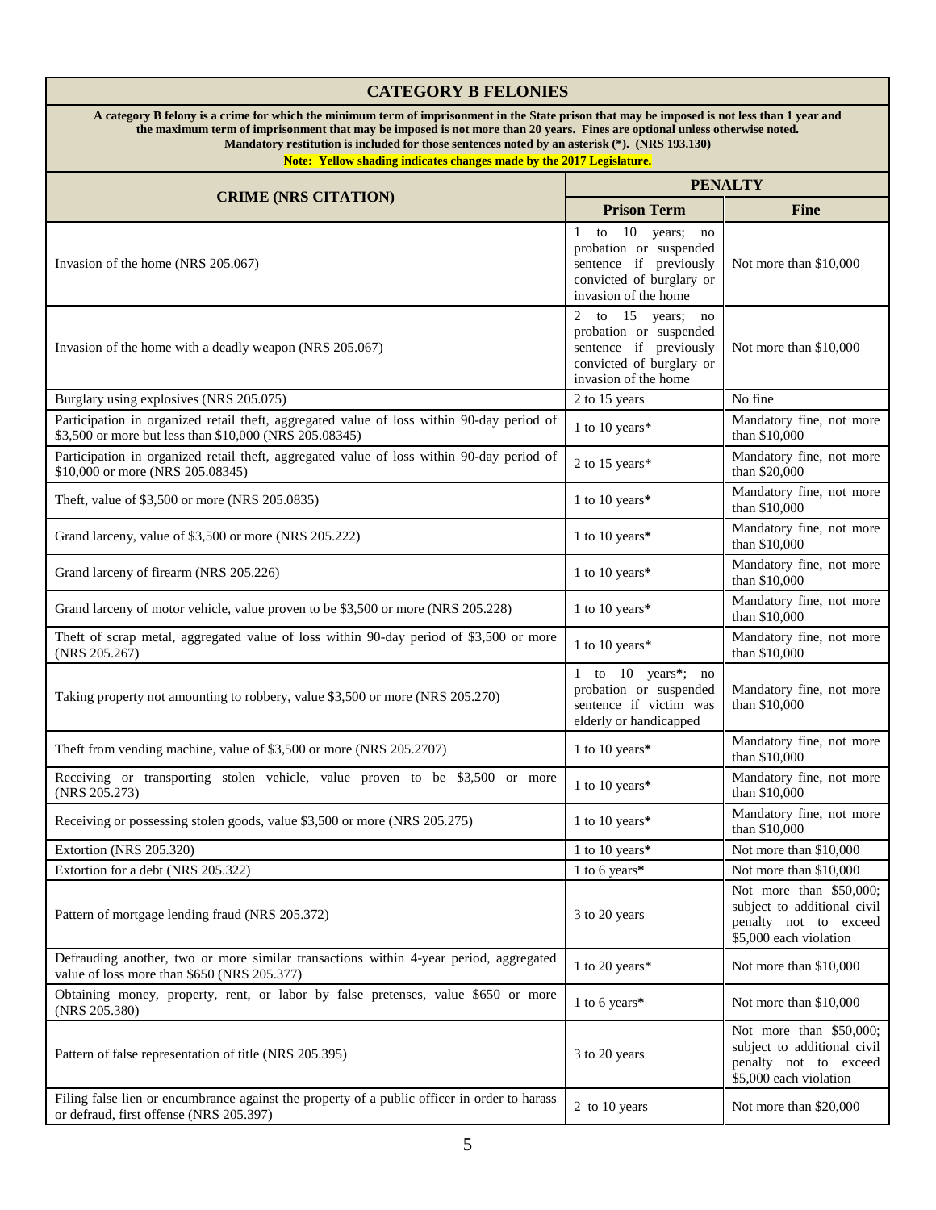## CATEGORY B FELONIES

**A category B felony is a crime for which the minimum term of imprisonment in the State prison that may be imposed is not less than 1 year and the maximum term of imprisonment that may be imposed is not more than 20 years. Fines are optional unless otherwise noted. Mandatory restitution is included for those sentences noted by an asterisk (*). (NRS 193.130)**

**Note: Yellow shading indicates changes made by the 2017 Legislature.**

| CRIME (NRS CITATION) | PENALTY | |
|---|---|---|
| | **Prison Term** | **Fine** |
| Invasion of the home (NRS 205.067) | 1 to 10 years; no probation or suspended sentence if previously convicted of burglary or invasion of the home | Not more than $10,000 |
| Invasion of the home with a deadly weapon (NRS 205.067) | 2 to 15 years; no probation or suspended sentence if previously convicted of burglary or invasion of the home | Not more than $10,000 |
| Burglary using explosives (NRS 205.075) | 2 to 15 years | No fine |
| Participation in organized retail theft, aggregated value of loss within 90-day period of $3,500 or more but less than $10,000 (NRS 205.08345) | 1 to 10 years* | Mandatory fine, not more than $10,000 |
| Participation in organized retail theft, aggregated value of loss within 90-day period of $10,000 or more (NRS 205.08345) | 2 to 15 years* | Mandatory fine, not more than $20,000 |
| Theft, value of $3,500 or more (NRS 205.0835) | 1 to 10 years* | Mandatory fine, not more than $10,000 |
| Grand larceny, value of $3,500 or more (NRS 205.222) | 1 to 10 years* | Mandatory fine, not more than $10,000 |
| Grand larceny of firearm (NRS 205.226) | 1 to 10 years* | Mandatory fine, not more than $10,000 |
| Grand larceny of motor vehicle, value proven to be $3,500 or more (NRS 205.228) | 1 to 10 years* | Mandatory fine, not more than $10,000 |
| Theft of scrap metal, aggregated value of loss within 90-day period of $3,500 or more (NRS 205.267) | 1 to 10 years* | Mandatory fine, not more than $10,000 |
| Taking property not amounting to robbery, value $3,500 or more (NRS 205.270) | 1 to 10 years*; no probation or suspended sentence if victim was elderly or handicapped | Mandatory fine, not more than $10,000 |
| Theft from vending machine, value of $3,500 or more (NRS 205.2707) | 1 to 10 years* | Mandatory fine, not more than $10,000 |
| Receiving or transporting stolen vehicle, value proven to be $3,500 or more (NRS 205.273) | 1 to 10 years* | Mandatory fine, not more than $10,000 |
| Receiving or possessing stolen goods, value $3,500 or more (NRS 205.275) | 1 to 10 years* | Mandatory fine, not more than $10,000 |
| Extortion (NRS 205.320) | 1 to 10 years* | Not more than $10,000 |
| Extortion for a debt (NRS 205.322) | 1 to 6 years* | Not more than $10,000 |
| Pattern of mortgage lending fraud (NRS 205.372) | 3 to 20 years | Not more than $50,000; subject to additional civil penalty not to exceed $5,000 each violation |
| Defrauding another, two or more similar transactions within 4-year period, aggregated value of loss more than $650 (NRS 205.377) | 1 to 20 years* | Not more than $10,000 |
| Obtaining money, property, rent, or labor by false pretenses, value $650 or more (NRS 205.380) | 1 to 6 years* | Not more than $10,000 |
| Pattern of false representation of title (NRS 205.395) | 3 to 20 years | Not more than $50,000; subject to additional civil penalty not to exceed $5,000 each violation |
| Filing false lien or encumbrance against the property of a public officer in order to harass or defraud, first offense (NRS 205.397) | 2 to 10 years | Not more than $20,000 |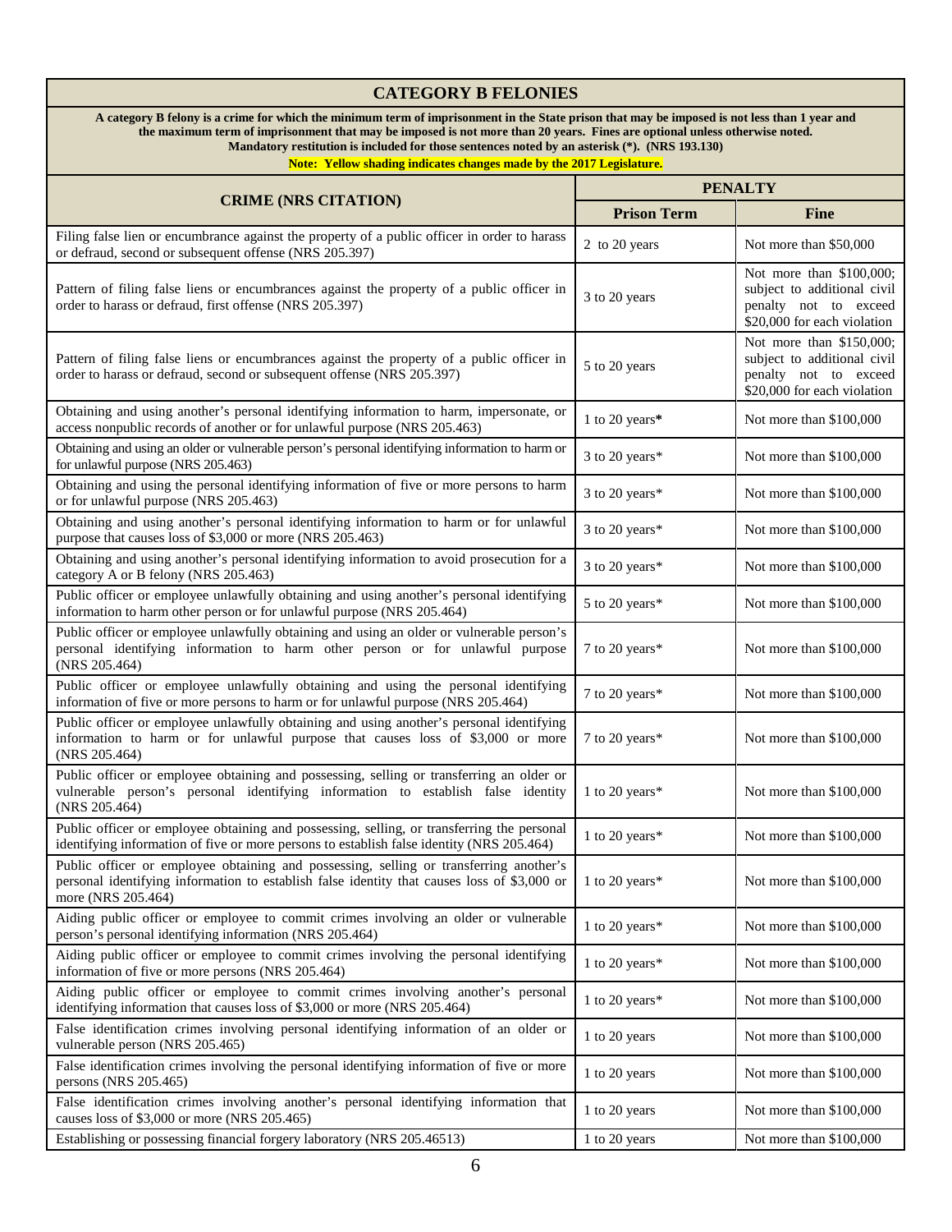## CATEGORY B FELONIES

**A category B felony is a crime for which the minimum term of imprisonment in the State prison that may be imposed is not less than 1 year and the maximum term of imprisonment that may be imposed is not more than 20 years. Fines are optional unless otherwise noted. Mandatory restitution is included for those sentences noted by an asterisk (*). (NRS 193.130)**

**Note: Yellow shading indicates changes made by the 2017 Legislature.**

| CRIME (NRS CITATION) | PENALTY | |
|---|---|---|
| | **Prison Term** | **Fine** |
| Filing false lien or encumbrance against the property of a public officer in order to harass or defraud, second or subsequent offense (NRS 205.397) | 2 to 20 years | Not more than $50,000 |
| Pattern of filing false liens or encumbrances against the property of a public officer in order to harass or defraud, first offense (NRS 205.397) | 3 to 20 years | Not more than $100,000; subject to additional civil penalty not to exceed $20,000 for each violation |
| Pattern of filing false liens or encumbrances against the property of a public officer in order to harass or defraud, second or subsequent offense (NRS 205.397) | 5 to 20 years | Not more than $150,000; subject to additional civil penalty not to exceed $20,000 for each violation |
| Obtaining and using another's personal identifying information to harm, impersonate, or access nonpublic records of another or for unlawful purpose (NRS 205.463) | 1 to 20 years* | Not more than $100,000 |
| Obtaining and using an older or vulnerable person's personal identifying information to harm or for unlawful purpose (NRS 205.463) | 3 to 20 years* | Not more than $100,000 |
| Obtaining and using the personal identifying information of five or more persons to harm or for unlawful purpose (NRS 205.463) | 3 to 20 years* | Not more than $100,000 |
| Obtaining and using another's personal identifying information to harm or for unlawful purpose that causes loss of $3,000 or more (NRS 205.463) | 3 to 20 years* | Not more than $100,000 |
| Obtaining and using another's personal identifying information to avoid prosecution for a category A or B felony (NRS 205.463) | 3 to 20 years* | Not more than $100,000 |
| Public officer or employee unlawfully obtaining and using another's personal identifying information to harm other person or for unlawful purpose (NRS 205.464) | 5 to 20 years* | Not more than $100,000 |
| Public officer or employee unlawfully obtaining and using an older or vulnerable person's personal identifying information to harm other person or for unlawful purpose (NRS 205.464) | 7 to 20 years* | Not more than $100,000 |
| Public officer or employee unlawfully obtaining and using the personal identifying information of five or more persons to harm or for unlawful purpose (NRS 205.464) | 7 to 20 years* | Not more than $100,000 |
| Public officer or employee unlawfully obtaining and using another's personal identifying information to harm or for unlawful purpose that causes loss of $3,000 or more (NRS 205.464) | 7 to 20 years* | Not more than $100,000 |
| Public officer or employee obtaining and possessing, selling or transferring an older or vulnerable person's personal identifying information to establish false identity (NRS 205.464) | 1 to 20 years* | Not more than $100,000 |
| Public officer or employee obtaining and possessing, selling, or transferring the personal identifying information of five or more persons to establish false identity (NRS 205.464) | 1 to 20 years* | Not more than $100,000 |
| Public officer or employee obtaining and possessing, selling or transferring another's personal identifying information to establish false identity that causes loss of $3,000 or more (NRS 205.464) | 1 to 20 years* | Not more than $100,000 |
| Aiding public officer or employee to commit crimes involving an older or vulnerable person's personal identifying information (NRS 205.464) | 1 to 20 years* | Not more than $100,000 |
| Aiding public officer or employee to commit crimes involving the personal identifying information of five or more persons (NRS 205.464) | 1 to 20 years* | Not more than $100,000 |
| Aiding public officer or employee to commit crimes involving another's personal identifying information that causes loss of $3,000 or more (NRS 205.464) | 1 to 20 years* | Not more than $100,000 |
| False identification crimes involving personal identifying information of an older or vulnerable person (NRS 205.465) | 1 to 20 years | Not more than $100,000 |
| False identification crimes involving the personal identifying information of five or more persons (NRS 205.465) | 1 to 20 years | Not more than $100,000 |
| False identification crimes involving another's personal identifying information that causes loss of $3,000 or more (NRS 205.465) | 1 to 20 years | Not more than $100,000 |
| Establishing or possessing financial forgery laboratory (NRS 205.46513) | 1 to 20 years | Not more than $100,000 |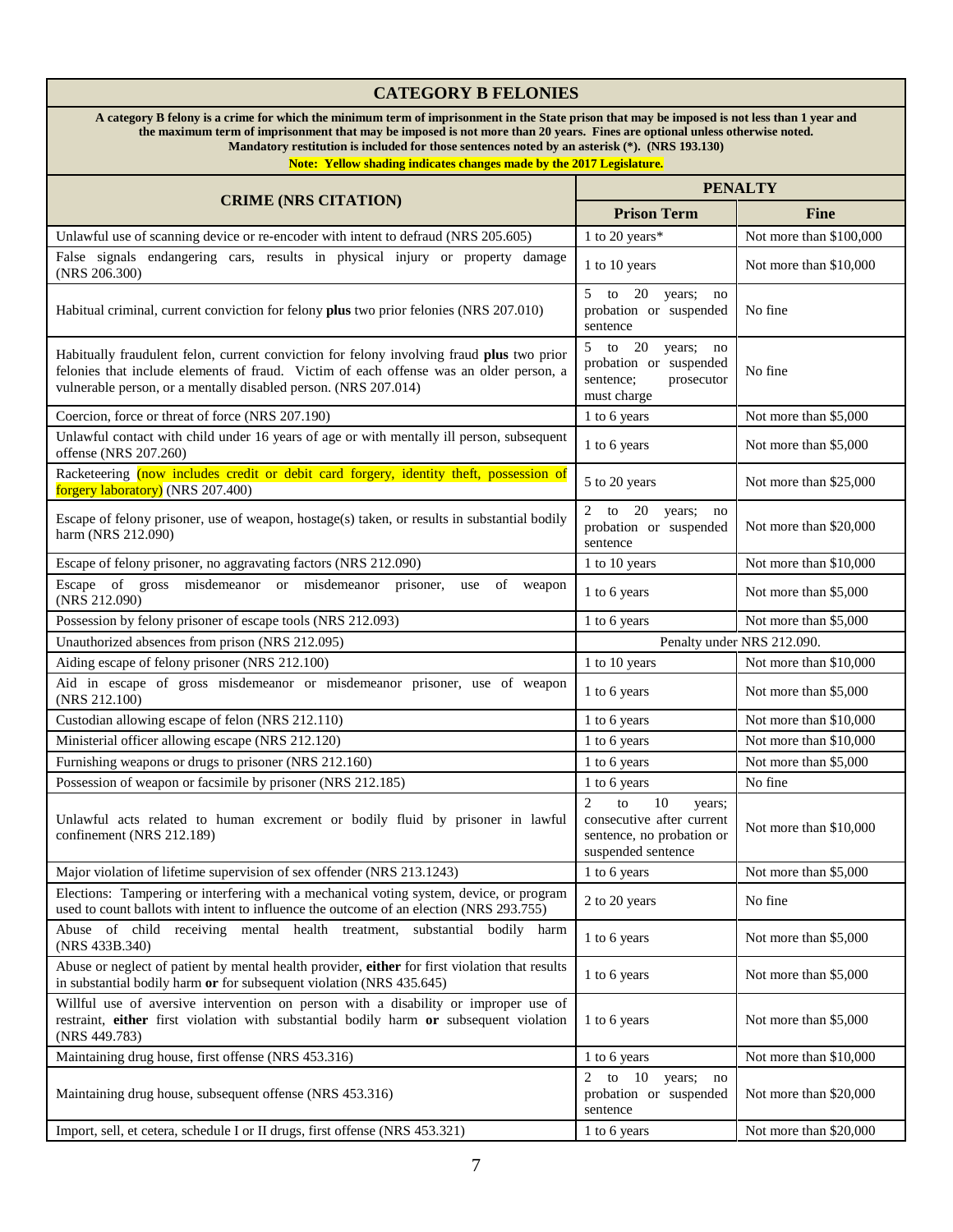## CATEGORY B FELONIES

**A category B felony is a crime for which the minimum term of imprisonment in the State prison that may be imposed is not less than 1 year and the maximum term of imprisonment that may be imposed is not more than 20 years. Fines are optional unless otherwise noted. Mandatory restitution is included for those sentences noted by an asterisk (*). (NRS 193.130)**

**Note: Yellow shading indicates changes made by the 2017 Legislature.**

| CRIME (NRS CITATION) | PENALTY | |
|---|---|---|
| | **Prison Term** | **Fine** |
| Unlawful use of scanning device or re-encoder with intent to defraud (NRS 205.605) | 1 to 20 years* | Not more than $100,000 |
| False signals endangering cars, results in physical injury or property damage (NRS 206.300) | 1 to 10 years | Not more than $10,000 |
| Habitual criminal, current conviction for felony **plus** two prior felonies (NRS 207.010) | 5 to 20 years; no probation or suspended sentence | No fine |
| Habitually fraudulent felon, current conviction for felony involving fraud **plus** two prior felonies that include elements of fraud. Victim of each offense was an older person, a vulnerable person, or a mentally disabled person. (NRS 207.014) | 5 to 20 years; no probation or suspended sentence; prosecutor must charge | No fine |
| Coercion, force or threat of force (NRS 207.190) | 1 to 6 years | Not more than $5,000 |
| Unlawful contact with child under 16 years of age or with mentally ill person, subsequent offense (NRS 207.260) | 1 to 6 years | Not more than $5,000 |
| Racketeering (now includes credit or debit card forgery, identity theft, possession of forgery laboratory) (NRS 207.400) | 5 to 20 years | Not more than $25,000 |
| Escape of felony prisoner, use of weapon, hostage(s) taken, or results in substantial bodily harm (NRS 212.090) | 2 to 20 years; no probation or suspended sentence | Not more than $20,000 |
| Escape of felony prisoner, no aggravating factors (NRS 212.090) | 1 to 10 years | Not more than $10,000 |
| Escape of gross misdemeanor or misdemeanor prisoner, use of weapon (NRS 212.090) | 1 to 6 years | Not more than $5,000 |
| Possession by felony prisoner of escape tools (NRS 212.093) | 1 to 6 years | Not more than $5,000 |
| Unauthorized absences from prison (NRS 212.095) | Penalty under NRS 212.090. | |
| Aiding escape of felony prisoner (NRS 212.100) | 1 to 10 years | Not more than $10,000 |
| Aid in escape of gross misdemeanor or misdemeanor prisoner, use of weapon (NRS 212.100) | 1 to 6 years | Not more than $5,000 |
| Custodian allowing escape of felon (NRS 212.110) | 1 to 6 years | Not more than $10,000 |
| Ministerial officer allowing escape (NRS 212.120) | 1 to 6 years | Not more than $10,000 |
| Furnishing weapons or drugs to prisoner (NRS 212.160) | 1 to 6 years | Not more than $5,000 |
| Possession of weapon or facsimile by prisoner (NRS 212.185) | 1 to 6 years | No fine |
| Unlawful acts related to human excrement or bodily fluid by prisoner in lawful confinement (NRS 212.189) | 2 to 10 years; consecutive after current sentence, no probation or suspended sentence | Not more than $10,000 |
| Major violation of lifetime supervision of sex offender (NRS 213.1243) | 1 to 6 years | Not more than $5,000 |
| Elections: Tampering or interfering with a mechanical voting system, device, or program used to count ballots with intent to influence the outcome of an election (NRS 293.755) | 2 to 20 years | No fine |
| Abuse of child receiving mental health treatment, substantial bodily harm (NRS 433B.340) | 1 to 6 years | Not more than $5,000 |
| Abuse or neglect of patient by mental health provider, **either** for first violation that results in substantial bodily harm **or** for subsequent violation (NRS 435.645) | 1 to 6 years | Not more than $5,000 |
| Willful use of aversive intervention on person with a disability or improper use of restraint, **either** first violation with substantial bodily harm **or** subsequent violation (NRS 449.783) | 1 to 6 years | Not more than $5,000 |
| Maintaining drug house, first offense (NRS 453.316) | 1 to 6 years | Not more than $10,000 |
| Maintaining drug house, subsequent offense (NRS 453.316) | 2 to 10 years; no probation or suspended sentence | Not more than $20,000 |
| Import, sell, et cetera, schedule I or II drugs, first offense (NRS 453.321) | 1 to 6 years | Not more than $20,000 |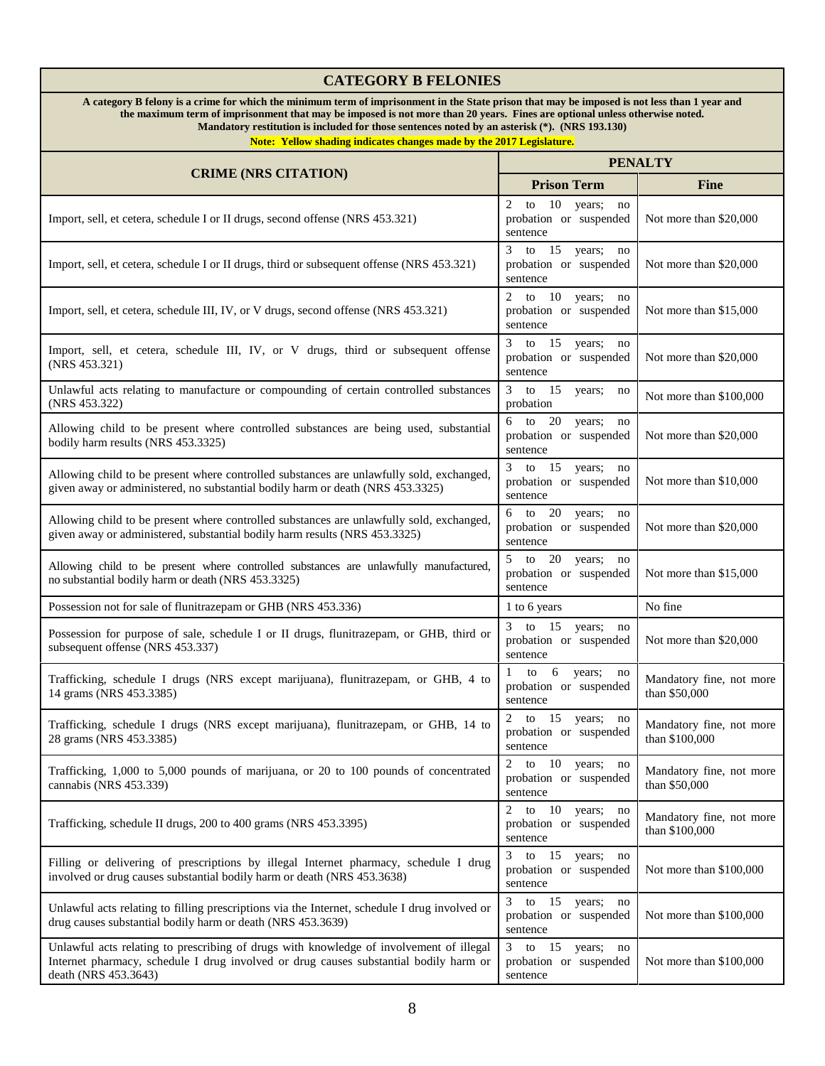## CATEGORY B FELONIES

**A category B felony is a crime for which the minimum term of imprisonment in the State prison that may be imposed is not less than 1 year and the maximum term of imprisonment that may be imposed is not more than 20 years. Fines are optional unless otherwise noted. Mandatory restitution is included for those sentences noted by an asterisk (*). (NRS 193.130)**

**Note: Yellow shading indicates changes made by the 2017 Legislature.**

| CRIME (NRS CITATION) | PENALTY | |
|---|---|---|
| | **Prison Term** | **Fine** |
| Import, sell, et cetera, schedule I or II drugs, second offense (NRS 453.321) | 2 to 10 years; no probation or suspended sentence | Not more than $20,000 |
| Import, sell, et cetera, schedule I or II drugs, third or subsequent offense (NRS 453.321) | 3 to 15 years; no probation or suspended sentence | Not more than $20,000 |
| Import, sell, et cetera, schedule III, IV, or V drugs, second offense (NRS 453.321) | 2 to 10 years; no probation or suspended sentence | Not more than $15,000 |
| Import, sell, et cetera, schedule III, IV, or V drugs, third or subsequent offense (NRS 453.321) | 3 to 15 years; no probation or suspended sentence | Not more than $20,000 |
| Unlawful acts relating to manufacture or compounding of certain controlled substances (NRS 453.322) | 3 to 15 years; no probation | Not more than $100,000 |
| Allowing child to be present where controlled substances are being used, substantial bodily harm results (NRS 453.3325) | 6 to 20 years; no probation or suspended sentence | Not more than $20,000 |
| Allowing child to be present where controlled substances are unlawfully sold, exchanged, given away or administered, no substantial bodily harm or death (NRS 453.3325) | 3 to 15 years; no probation or suspended sentence | Not more than $10,000 |
| Allowing child to be present where controlled substances are unlawfully sold, exchanged, given away or administered, substantial bodily harm results (NRS 453.3325) | 6 to 20 years; no probation or suspended sentence | Not more than $20,000 |
| Allowing child to be present where controlled substances are unlawfully manufactured, no substantial bodily harm or death (NRS 453.3325) | 5 to 20 years; no probation or suspended sentence | Not more than $15,000 |
| Possession not for sale of flunitrazepam or GHB (NRS 453.336) | 1 to 6 years | No fine |
| Possession for purpose of sale, schedule I or II drugs, flunitrazepam, or GHB, third or subsequent offense (NRS 453.337) | 3 to 15 years; no probation or suspended sentence | Not more than $20,000 |
| Trafficking, schedule I drugs (NRS except marijuana), flunitrazepam, or GHB, 4 to 14 grams (NRS 453.3385) | 1 to 6 years; no probation or suspended sentence | Mandatory fine, not more than $50,000 |
| Trafficking, schedule I drugs (NRS except marijuana), flunitrazepam, or GHB, 14 to 28 grams (NRS 453.3385) | 2 to 15 years; no probation or suspended sentence | Mandatory fine, not more than $100,000 |
| Trafficking, 1,000 to 5,000 pounds of marijuana, or 20 to 100 pounds of concentrated cannabis (NRS 453.339) | 2 to 10 years; no probation or suspended sentence | Mandatory fine, not more than $50,000 |
| Trafficking, schedule II drugs, 200 to 400 grams (NRS 453.3395) | 2 to 10 years; no probation or suspended sentence | Mandatory fine, not more than $100,000 |
| Filling or delivering of prescriptions by illegal Internet pharmacy, schedule I drug involved or drug causes substantial bodily harm or death (NRS 453.3638) | 3 to 15 years; no probation or suspended sentence | Not more than $100,000 |
| Unlawful acts relating to filling prescriptions via the Internet, schedule I drug involved or drug causes substantial bodily harm or death (NRS 453.3639) | 3 to 15 years; no probation or suspended sentence | Not more than $100,000 |
| Unlawful acts relating to prescribing of drugs with knowledge of involvement of illegal Internet pharmacy, schedule I drug involved or drug causes substantial bodily harm or death (NRS 453.3643) | 3 to 15 years; no probation or suspended sentence | Not more than $100,000 |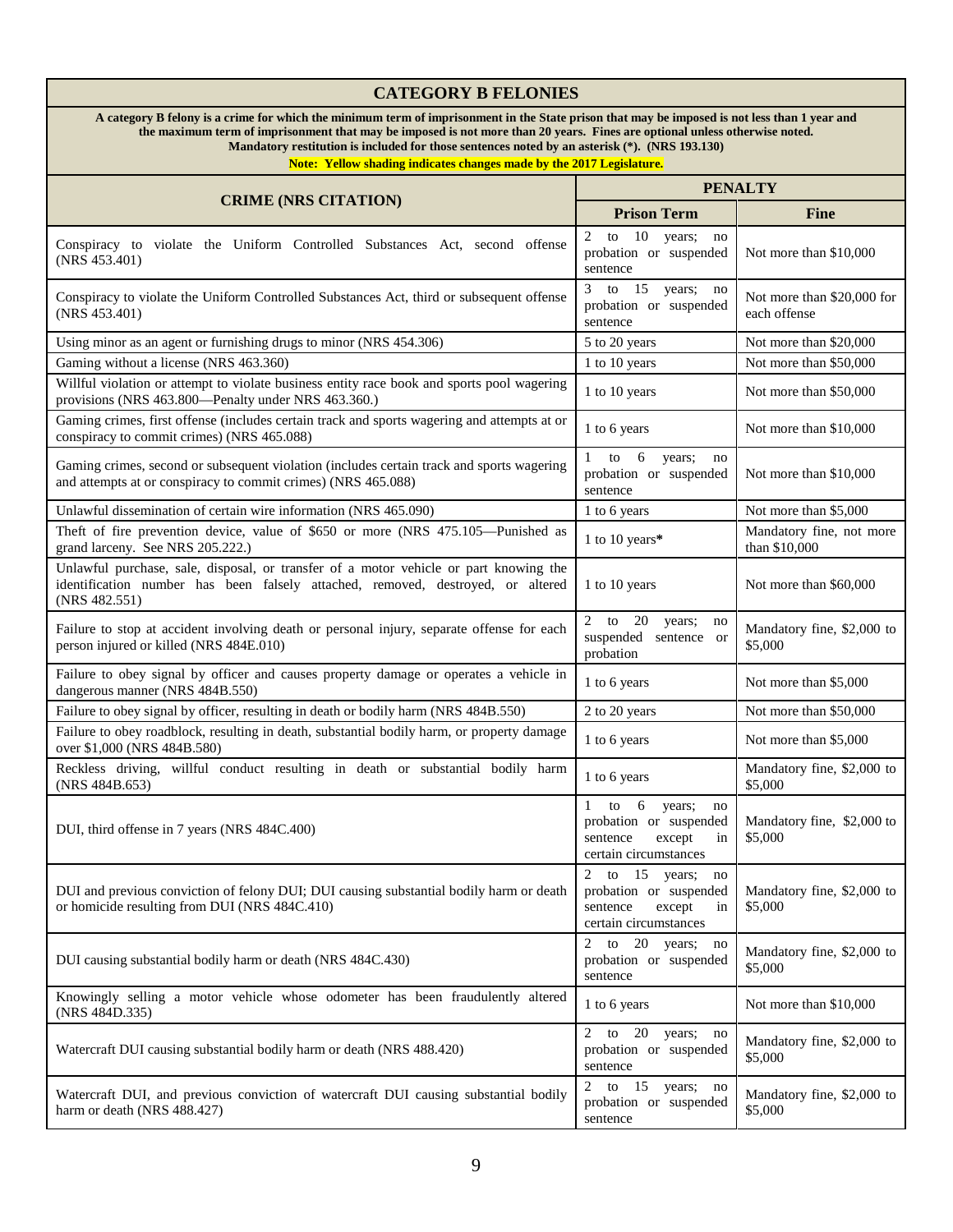## CATEGORY B FELONIES

**A category B felony is a crime for which the minimum term of imprisonment in the State prison that may be imposed is not less than 1 year and the maximum term of imprisonment that may be imposed is not more than 20 years. Fines are optional unless otherwise noted. Mandatory restitution is included for those sentences noted by an asterisk (*). (NRS 193.130)**

**Note: Yellow shading indicates changes made by the 2017 Legislature.**

| CRIME (NRS CITATION) | PENALTY | |
|---|---|---|
| | **Prison Term** | **Fine** |
| Conspiracy to violate the Uniform Controlled Substances Act, second offense (NRS 453.401) | 2 to 10 years; no probation or suspended sentence | Not more than $10,000 |
| Conspiracy to violate the Uniform Controlled Substances Act, third or subsequent offense (NRS 453.401) | 3 to 15 years; no probation or suspended sentence | Not more than $20,000 for each offense |
| Using minor as an agent or furnishing drugs to minor (NRS 454.306) | 5 to 20 years | Not more than $20,000 |
| Gaming without a license (NRS 463.360) | 1 to 10 years | Not more than $50,000 |
| Willful violation or attempt to violate business entity race book and sports pool wagering provisions (NRS 463.800—Penalty under NRS 463.360.) | 1 to 10 years | Not more than $50,000 |
| Gaming crimes, first offense (includes certain track and sports wagering and attempts at or conspiracy to commit crimes) (NRS 465.088) | 1 to 6 years | Not more than $10,000 |
| Gaming crimes, second or subsequent violation (includes certain track and sports wagering and attempts at or conspiracy to commit crimes) (NRS 465.088) | 1 to 6 years; no probation or suspended sentence | Not more than $10,000 |
| Unlawful dissemination of certain wire information (NRS 465.090) | 1 to 6 years | Not more than $5,000 |
| Theft of fire prevention device, value of $650 or more (NRS 475.105—Punished as grand larceny. See NRS 205.222.) | 1 to 10 years* | Mandatory fine, not more than $10,000 |
| Unlawful purchase, sale, disposal, or transfer of a motor vehicle or part knowing the identification number has been falsely attached, removed, destroyed, or altered (NRS 482.551) | 1 to 10 years | Not more than $60,000 |
| Failure to stop at accident involving death or personal injury, separate offense for each person injured or killed (NRS 484E.010) | 2 to 20 years; no suspended sentence or probation | Mandatory fine, $2,000 to $5,000 |
| Failure to obey signal by officer and causes property damage or operates a vehicle in dangerous manner (NRS 484B.550) | 1 to 6 years | Not more than $5,000 |
| Failure to obey signal by officer, resulting in death or bodily harm (NRS 484B.550) | 2 to 20 years | Not more than $50,000 |
| Failure to obey roadblock, resulting in death, substantial bodily harm, or property damage over $1,000 (NRS 484B.580) | 1 to 6 years | Not more than $5,000 |
| Reckless driving, willful conduct resulting in death or substantial bodily harm (NRS 484B.653) | 1 to 6 years | Mandatory fine, $2,000 to $5,000 |
| DUI, third offense in 7 years (NRS 484C.400) | 1 to 6 years; no probation or suspended sentence except in certain circumstances | Mandatory fine, $2,000 to $5,000 |
| DUI and previous conviction of felony DUI; DUI causing substantial bodily harm or death or homicide resulting from DUI (NRS 484C.410) | 2 to 15 years; no probation or suspended sentence except in certain circumstances | Mandatory fine, $2,000 to $5,000 |
| DUI causing substantial bodily harm or death (NRS 484C.430) | 2 to 20 years; no probation or suspended sentence | Mandatory fine, $2,000 to $5,000 |
| Knowingly selling a motor vehicle whose odometer has been fraudulently altered (NRS 484D.335) | 1 to 6 years | Not more than $10,000 |
| Watercraft DUI causing substantial bodily harm or death (NRS 488.420) | 2 to 20 years; no probation or suspended sentence | Mandatory fine, $2,000 to $5,000 |
| Watercraft DUI, and previous conviction of watercraft DUI causing substantial bodily harm or death (NRS 488.427) | 2 to 15 years; no probation or suspended sentence | Mandatory fine, $2,000 to $5,000 |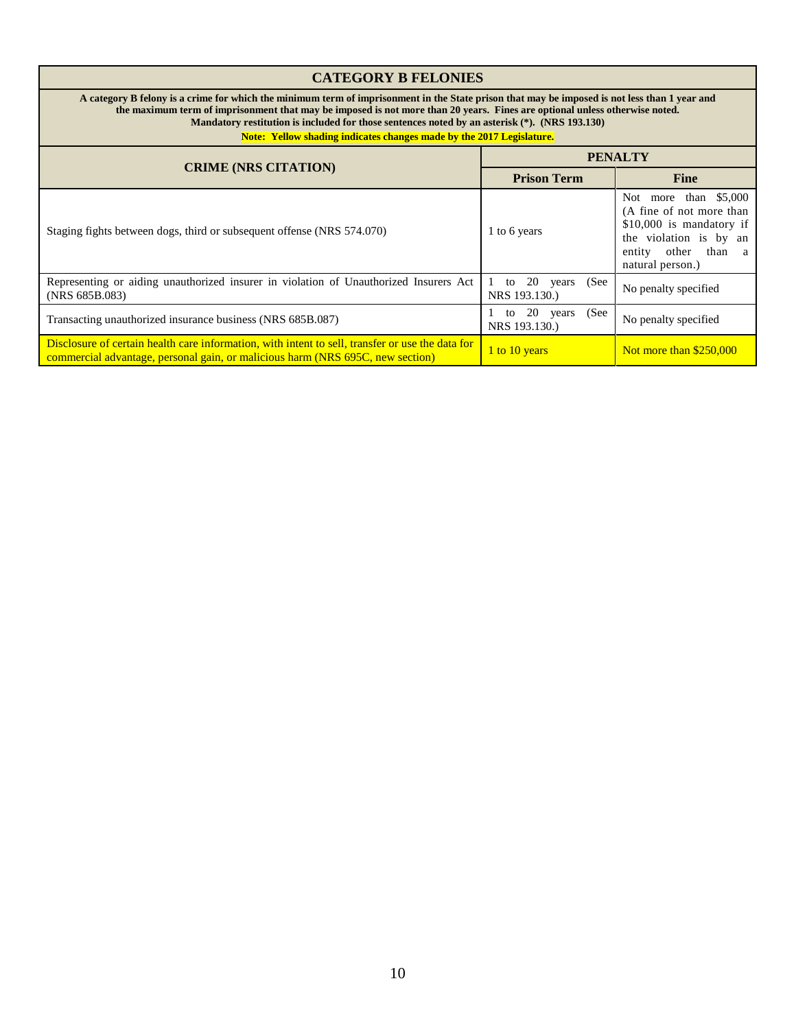## CATEGORY B FELONIES

**A category B felony is a crime for which the minimum term of imprisonment in the State prison that may be imposed is not less than 1 year and the maximum term of imprisonment that may be imposed is not more than 20 years. Fines are optional unless otherwise noted. Mandatory restitution is included for those sentences noted by an asterisk (*). (NRS 193.130)**

**Note: Yellow shading indicates changes made by the 2017 Legislature.**

| CRIME (NRS CITATION) | PENALTY | |
|---|---|---|
| | **Prison Term** | **Fine** |
| Staging fights between dogs, third or subsequent offense (NRS 574.070) | 1 to 6 years | Not more than $5,000 (A fine of not more than $10,000 is mandatory if the violation is by an entity other than a natural person.) |
| Representing or aiding unauthorized insurer in violation of Unauthorized Insurers Act (NRS 685B.083) | 1 to 20 years (See NRS 193.130.) | No penalty specified |
| Transacting unauthorized insurance business (NRS 685B.087) | 1 to 20 years (See NRS 193.130.) | No penalty specified |
| Disclosure of certain health care information, with intent to sell, transfer or use the data for commercial advantage, personal gain, or malicious harm (NRS 695C, new section) | 1 to 10 years | Not more than $250,000 |